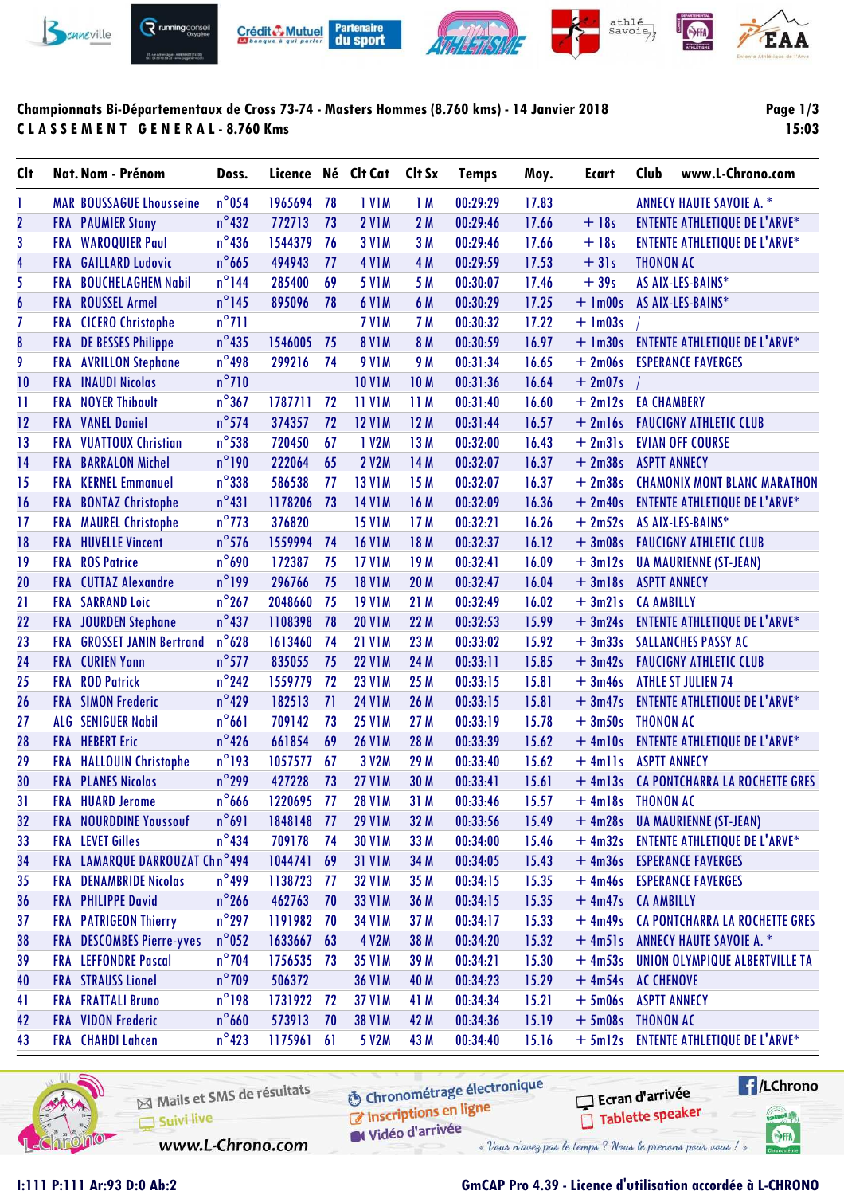## Championnats Bi-Départementaux de Cross 73-74 - Masters Hommes (8.760 kms) - 14 Janvier 2018

**C L A S S E M E N T   G E N E R A L - 8.760 Kms**

15:03

| Clt | Nat. | Nom - Prénom | Doss. | Licence | Né | Clt Cat | Clt Sx | Temps | Moy. | Ecart | Club www.L-Chrono.com |
|---|---|---|---|---|---|---|---|---|---|---|---|
| 1 | MAR | BOUSSAGUE Lhousseine | n°054 | 1965694 | 78 | 1 V1M | 1 M | 00:29:29 | 17.83 | | ANNECY HAUTE SAVOIE A. * |
| 2 | FRA | PAUMIER Stany | n°432 | 772713 | 73 | 2 V1M | 2 M | 00:29:46 | 17.66 | + 18s | ENTENTE ATHLETIQUE DE L'ARVE* |
| 3 | FRA | WAROQUIER Paul | n°436 | 1544379 | 76 | 3 V1M | 3 M | 00:29:46 | 17.66 | + 18s | ENTENTE ATHLETIQUE DE L'ARVE* |
| 4 | FRA | GAILLARD Ludovic | n°665 | 494943 | 77 | 4 V1M | 4 M | 00:29:59 | 17.53 | + 31s | THONON AC |
| 5 | FRA | BOUCHELAGHEM Nabil | n°144 | 285400 | 69 | 5 V1M | 5 M | 00:30:07 | 17.46 | + 39s | AS AIX-LES-BAINS* |
| 6 | FRA | ROUSSEL Armel | n°145 | 895096 | 78 | 6 V1M | 6 M | 00:30:29 | 17.25 | + 1m00s | AS AIX-LES-BAINS* |
| 7 | FRA | CICERO Christophe | n°711 | | | 7 V1M | 7 M | 00:30:32 | 17.22 | + 1m03s | / |
| 8 | FRA | DE BESSES Philippe | n°435 | 1546005 | 75 | 8 V1M | 8 M | 00:30:59 | 16.97 | + 1m30s | ENTENTE ATHLETIQUE DE L'ARVE* |
| 9 | FRA | AVRILLON Stephane | n°498 | 299216 | 74 | 9 V1M | 9 M | 00:31:34 | 16.65 | + 2m06s | ESPERANCE FAVERGES |
| 10 | FRA | INAUDI Nicolas | n°710 | | | 10 V1M | 10 M | 00:31:36 | 16.64 | + 2m07s | / |
| 11 | FRA | NOYER Thibault | n°367 | 1787711 | 72 | 11 V1M | 11 M | 00:31:40 | 16.60 | + 2m12s | EA CHAMBERY |
| 12 | FRA | VANEL Daniel | n°574 | 374357 | 72 | 12 V1M | 12 M | 00:31:44 | 16.57 | + 2m16s | FAUCIGNY ATHLETIC CLUB |
| 13 | FRA | VUATTOUX Christian | n°538 | 720450 | 67 | 1 V2M | 13 M | 00:32:00 | 16.43 | + 2m31s | EVIAN OFF COURSE |
| 14 | FRA | BARRALON Michel | n°190 | 222064 | 65 | 2 V2M | 14 M | 00:32:07 | 16.37 | + 2m38s | ASPTT ANNECY |
| 15 | FRA | KERNEL Emmanuel | n°338 | 586538 | 77 | 13 V1M | 15 M | 00:32:07 | 16.37 | + 2m38s | CHAMONIX MONT BLANC MARATHON |
| 16 | FRA | BONTAZ Christophe | n°431 | 1178206 | 73 | 14 V1M | 16 M | 00:32:09 | 16.36 | + 2m40s | ENTENTE ATHLETIQUE DE L'ARVE* |
| 17 | FRA | MAUREL Christophe | n°773 | 376820 | | 15 V1M | 17 M | 00:32:21 | 16.26 | + 2m52s | AS AIX-LES-BAINS* |
| 18 | FRA | HUVELLE Vincent | n°576 | 1559994 | 74 | 16 V1M | 18 M | 00:32:37 | 16.12 | + 3m08s | FAUCIGNY ATHLETIC CLUB |
| 19 | FRA | ROS Patrice | n°690 | 172387 | 75 | 17 V1M | 19 M | 00:32:41 | 16.09 | + 3m12s | UA MAURIENNE (ST-JEAN) |
| 20 | FRA | CUTTAZ Alexandre | n°199 | 294766 | 75 | 18 V1M | 20 M | 00:32:47 | 16.04 | + 3m18s | ASPTT ANNECY |
| 21 | FRA | SARRAND Loic | n°267 | 2048660 | 75 | 19 V1M | 21 M | 00:32:49 | 16.02 | + 3m21s | CA AMBILLY |
| 22 | FRA | JOURDEN Stephane | n°437 | 1108398 | 78 | 20 V1M | 22 M | 00:32:53 | 15.99 | + 3m24s | ENTENTE ATHLETIQUE DE L'ARVE* |
| 23 | FRA | GROSSET JANIN Bertrand | n°628 | 1613460 | 74 | 21 V1M | 23 M | 00:33:02 | 15.92 | + 3m33s | SALLANCHES PASSY AC |
| 24 | FRA | CURIEN Yann | n°577 | 835055 | 75 | 22 V1M | 24 M | 00:33:11 | 15.85 | + 3m42s | FAUCIGNY ATHLETIC CLUB |
| 25 | FRA | ROD Patrick | n°242 | 1559779 | 72 | 23 V1M | 25 M | 00:33:15 | 15.81 | + 3m46s | ATHLE ST JULIEN 74 |
| 26 | FRA | SIMON Frederic | n°429 | 182513 | 71 | 24 V1M | 26 M | 00:33:15 | 15.81 | + 3m47s | ENTENTE ATHLETIQUE DE L'ARVE* |
| 27 | ALG | SENIGUER Nabil | n°661 | 709142 | 73 | 25 V1M | 27 M | 00:33:19 | 15.78 | + 3m50s | THONON AC |
| 28 | FRA | HEBERT Eric | n°426 | 661854 | 69 | 26 V1M | 28 M | 00:33:39 | 15.62 | + 4m10s | ENTENTE ATHLETIQUE DE L'ARVE* |
| 29 | FRA | HALLOUIN Christophe | n°193 | 1057577 | 67 | 3 V2M | 29 M | 00:33:40 | 15.62 | + 4m11s | ASPTT ANNECY |
| 30 | FRA | PLANES Nicolas | n°299 | 427228 | 73 | 27 V1M | 30 M | 00:33:41 | 15.61 | + 4m13s | CA PONTCHARRA LA ROCHETTE GRES |
| 31 | FRA | HUARD Jerome | n°666 | 1220695 | 77 | 28 V1M | 31 M | 00:33:46 | 15.57 | + 4m18s | THONON AC |
| 32 | FRA | NOURDDINE Youssouf | n°691 | 1848148 | 77 | 29 V1M | 32 M | 00:33:56 | 15.49 | + 4m28s | UA MAURIENNE (ST-JEAN) |
| 33 | FRA | LEVET Gilles | n°434 | 709178 | 74 | 30 V1M | 33 M | 00:34:00 | 15.46 | + 4m32s | ENTENTE ATHLETIQUE DE L'ARVE* |
| 34 | FRA | LAMARQUE DARROUZAT Ch | n°494 | 1044741 | 69 | 31 V1M | 34 M | 00:34:05 | 15.43 | + 4m36s | ESPERANCE FAVERGES |
| 35 | FRA | DENAMBRIDE Nicolas | n°499 | 1138723 | 77 | 32 V1M | 35 M | 00:34:15 | 15.35 | + 4m46s | ESPERANCE FAVERGES |
| 36 | FRA | PHILIPPE David | n°266 | 462763 | 70 | 33 V1M | 36 M | 00:34:15 | 15.35 | + 4m47s | CA AMBILLY |
| 37 | FRA | PATRIGEON Thierry | n°297 | 1191982 | 70 | 34 V1M | 37 M | 00:34:17 | 15.33 | + 4m49s | CA PONTCHARRA LA ROCHETTE GRES |
| 38 | FRA | DESCOMBES Pierre-yves | n°052 | 1633667 | 63 | 4 V2M | 38 M | 00:34:20 | 15.32 | + 4m51s | ANNECY HAUTE SAVOIE A. * |
| 39 | FRA | LEFFONDRE Pascal | n°704 | 1756535 | 73 | 35 V1M | 39 M | 00:34:21 | 15.30 | + 4m53s | UNION OLYMPIQUE ALBERTVILLE TA |
| 40 | FRA | STRAUSS Lionel | n°709 | 506372 | | 36 V1M | 40 M | 00:34:23 | 15.29 | + 4m54s | AC CHENOVE |
| 41 | FRA | FRATTALI Bruno | n°198 | 1731922 | 72 | 37 V1M | 41 M | 00:34:34 | 15.21 | + 5m06s | ASPTT ANNECY |
| 42 | FRA | VIDON Frederic | n°660 | 573913 | 70 | 38 V1M | 42 M | 00:34:36 | 15.19 | + 5m08s | THONON AC |
| 43 | FRA | CHAHDI Lahcen | n°423 | 1175961 | 61 | 5 V2M | 43 M | 00:34:40 | 15.16 | + 5m12s | ENTENTE ATHLETIQUE DE L'ARVE* |

I:111 P:111 Ar:93 D:0 Ab:2

GmCAP Pro 4.39 - Licence d'utilisation accordée à L-CHRONO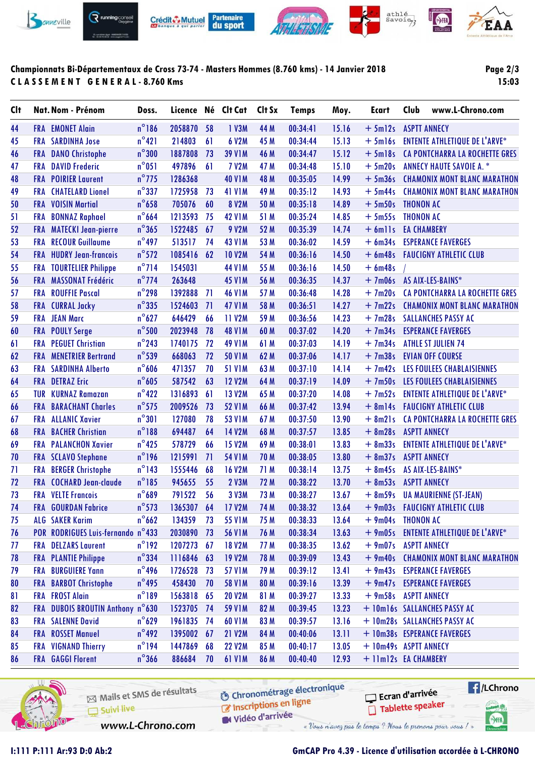**Championnats Bi-Départementaux de Cross 73-74 - Masters Hommes (8.760 kms) - 14 Janvier 2018**

**CLASSEMENT GENERAL - 8.760 Kms**

| Clt | Nat. | Nom - Prénom | Doss. | Licence | Né | Clt Cat | Clt Sx | Temps | Moy. | Ecart | Club |
|---|---|---|---|---|---|---|---|---|---|---|---|
| 44 | FRA | EMONET Alain | n°186 | 2058870 | 58 | 1 V3M | 44 M | 00:34:41 | 15.16 | + 5m12s | ASPTT ANNECY |
| 45 | FRA | SARDINHA Jose | n°421 | 214803 | 61 | 6 V2M | 45 M | 00:34:44 | 15.13 | + 5m16s | ENTENTE ATHLETIQUE DE L'ARVE* |
| 46 | FRA | DANO Christophe | n°300 | 1887808 | 73 | 39 V1M | 46 M | 00:34:47 | 15.12 | + 5m18s | CA PONTCHARRA LA ROCHETTE GRES |
| 47 | FRA | DAVID Frederic | n°051 | 497896 | 61 | 7 V2M | 47 M | 00:34:48 | 15.10 | + 5m20s | ANNECY HAUTE SAVOIE A. * |
| 48 | FRA | POIRIER Laurent | n°775 | 1286368 | | 40 V1M | 48 M | 00:35:05 | 14.99 | + 5m36s | CHAMONIX MONT BLANC MARATHON |
| 49 | FRA | CHATELARD Lionel | n°337 | 1725958 | 73 | 41 V1M | 49 M | 00:35:12 | 14.93 | + 5m44s | CHAMONIX MONT BLANC MARATHON |
| 50 | FRA | VOISIN Martial | n°658 | 705076 | 60 | 8 V2M | 50 M | 00:35:18 | 14.89 | + 5m50s | THONON AC |
| 51 | FRA | BONNAZ Raphael | n°664 | 1213593 | 75 | 42 V1M | 51 M | 00:35:24 | 14.85 | + 5m55s | THONON AC |
| 52 | FRA | MATECKI Jean-pierre | n°365 | 1522485 | 67 | 9 V2M | 52 M | 00:35:39 | 14.74 | + 6m11s | EA CHAMBERY |
| 53 | FRA | RECOUR Guillaume | n°497 | 513517 | 74 | 43 V1M | 53 M | 00:36:02 | 14.59 | + 6m34s | ESPERANCE FAVERGES |
| 54 | FRA | HUDRY Jean-francois | n°572 | 1085416 | 62 | 10 V2M | 54 M | 00:36:16 | 14.50 | + 6m48s | FAUCIGNY ATHLETIC CLUB |
| 55 | FRA | TOURTELIER Philippe | n°714 | 1545031 | | 44 V1M | 55 M | 00:36:16 | 14.50 | + 6m48s | / |
| 56 | FRA | MASSONAT Frédéric | n°774 | 263648 | | 45 V1M | 56 M | 00:36:35 | 14.37 | + 7m06s | AS AIX-LES-BAINS* |
| 57 | FRA | ROUFFIE Pascal | n°298 | 1392888 | 71 | 46 V1M | 57 M | 00:36:48 | 14.28 | + 7m20s | CA PONTCHARRA LA ROCHETTE GRES |
| 58 | FRA | CURRAL Jacky | n°335 | 1524603 | 71 | 47 V1M | 58 M | 00:36:51 | 14.27 | + 7m22s | CHAMONIX MONT BLANC MARATHON |
| 59 | FRA | JEAN Marc | n°627 | 646429 | 66 | 11 V2M | 59 M | 00:36:56 | 14.23 | + 7m28s | SALLANCHES PASSY AC |
| 60 | FRA | POULY Serge | n°500 | 2023948 | 78 | 48 V1M | 60 M | 00:37:02 | 14.20 | + 7m34s | ESPERANCE FAVERGES |
| 61 | FRA | PEGUET Christian | n°243 | 1740175 | 72 | 49 V1M | 61 M | 00:37:03 | 14.19 | + 7m34s | ATHLE ST JULIEN 74 |
| 62 | FRA | MENETRIER Bertrand | n°539 | 668063 | 72 | 50 V1M | 62 M | 00:37:06 | 14.17 | + 7m38s | EVIAN OFF COURSE |
| 63 | FRA | SARDINHA Alberto | n°606 | 471357 | 70 | 51 V1M | 63 M | 00:37:10 | 14.14 | + 7m42s | LES FOULEES CHABLAISIENNES |
| 64 | FRA | DETRAZ Eric | n°605 | 587542 | 63 | 12 V2M | 64 M | 00:37:19 | 14.09 | + 7m50s | LES FOULEES CHABLAISIENNES |
| 65 | TUR | KURNAZ Ramazan | n°422 | 1316893 | 61 | 13 V2M | 65 M | 00:37:20 | 14.08 | + 7m52s | ENTENTE ATHLETIQUE DE L'ARVE* |
| 66 | FRA | BARACHANT Charles | n°575 | 2009526 | 73 | 52 V1M | 66 M | 00:37:42 | 13.94 | + 8m14s | FAUCIGNY ATHLETIC CLUB |
| 67 | FRA | ALLANIC Xavier | n°301 | 127080 | 78 | 53 V1M | 67 M | 00:37:50 | 13.90 | + 8m21s | CA PONTCHARRA LA ROCHETTE GRES |
| 68 | FRA | BACHER Christian | n°188 | 694487 | 64 | 14 V2M | 68 M | 00:37:57 | 13.85 | + 8m28s | ASPTT ANNECY |
| 69 | FRA | PALANCHON Xavier | n°425 | 578729 | 66 | 15 V2M | 69 M | 00:38:01 | 13.83 | + 8m33s | ENTENTE ATHLETIQUE DE L'ARVE* |
| 70 | FRA | SCLAVO Stephane | n°196 | 1215991 | 71 | 54 V1M | 70 M | 00:38:05 | 13.80 | + 8m37s | ASPTT ANNECY |
| 71 | FRA | BERGER Christophe | n°143 | 1555446 | 68 | 16 V2M | 71 M | 00:38:14 | 13.75 | + 8m45s | AS AIX-LES-BAINS* |
| 72 | FRA | COCHARD Jean-claude | n°185 | 945655 | 55 | 2 V3M | 72 M | 00:38:22 | 13.70 | + 8m53s | ASPTT ANNECY |
| 73 | FRA | VELTE Francois | n°689 | 791522 | 56 | 3 V3M | 73 M | 00:38:27 | 13.67 | + 8m59s | UA MAURIENNE (ST-JEAN) |
| 74 | FRA | GOURDAN Fabrice | n°573 | 1365307 | 64 | 17 V2M | 74 M | 00:38:32 | 13.64 | + 9m03s | FAUCIGNY ATHLETIC CLUB |
| 75 | ALG | SAKER Karim | n°662 | 134359 | 73 | 55 V1M | 75 M | 00:38:33 | 13.64 | + 9m04s | THONON AC |
| 76 | POR | RODRIGUES Luis-fernando | n°433 | 2030890 | 73 | 56 V1M | 76 M | 00:38:34 | 13.63 | + 9m05s | ENTENTE ATHLETIQUE DE L'ARVE* |
| 77 | FRA | DELZARS Laurent | n°192 | 1207273 | 67 | 18 V2M | 77 M | 00:38:35 | 13.62 | + 9m07s | ASPTT ANNECY |
| 78 | FRA | PLANTIE Philippe | n°334 | 1116846 | 63 | 19 V2M | 78 M | 00:39:09 | 13.43 | + 9m40s | CHAMONIX MONT BLANC MARATHON |
| 79 | FRA | BURGUIERE Yann | n°496 | 1726528 | 73 | 57 V1M | 79 M | 00:39:12 | 13.41 | + 9m43s | ESPERANCE FAVERGES |
| 80 | FRA | BARBOT Christophe | n°495 | 458430 | 70 | 58 V1M | 80 M | 00:39:16 | 13.39 | + 9m47s | ESPERANCE FAVERGES |
| 81 | FRA | FROST Alain | n°189 | 1563818 | 65 | 20 V2M | 81 M | 00:39:27 | 13.33 | + 9m58s | ASPTT ANNECY |
| 82 | FRA | DUBOIS BROUTIN Anthony | n°630 | 1523705 | 74 | 59 V1M | 82 M | 00:39:45 | 13.23 | + 10m16s | SALLANCHES PASSY AC |
| 83 | FRA | SALENNE David | n°629 | 1961835 | 74 | 60 V1M | 83 M | 00:39:57 | 13.16 | + 10m28s | SALLANCHES PASSY AC |
| 84 | FRA | ROSSET Manuel | n°492 | 1395002 | 67 | 21 V2M | 84 M | 00:40:06 | 13.11 | + 10m38s | ESPERANCE FAVERGES |
| 85 | FRA | VIGNAND Thierry | n°194 | 1447869 | 68 | 22 V2M | 85 M | 00:40:17 | 13.05 | + 10m49s | ASPTT ANNECY |
| 86 | FRA | GAGGI Florent | n°366 | 886684 | 70 | 61 V1M | 86 M | 00:40:40 | 12.93 | + 11m12s | EA CHAMBERY |

I:111 P:111 Ar:93 D:0 Ab:2

GmCAP Pro 4.39 - Licence d'utilisation accordée à L-CHRONO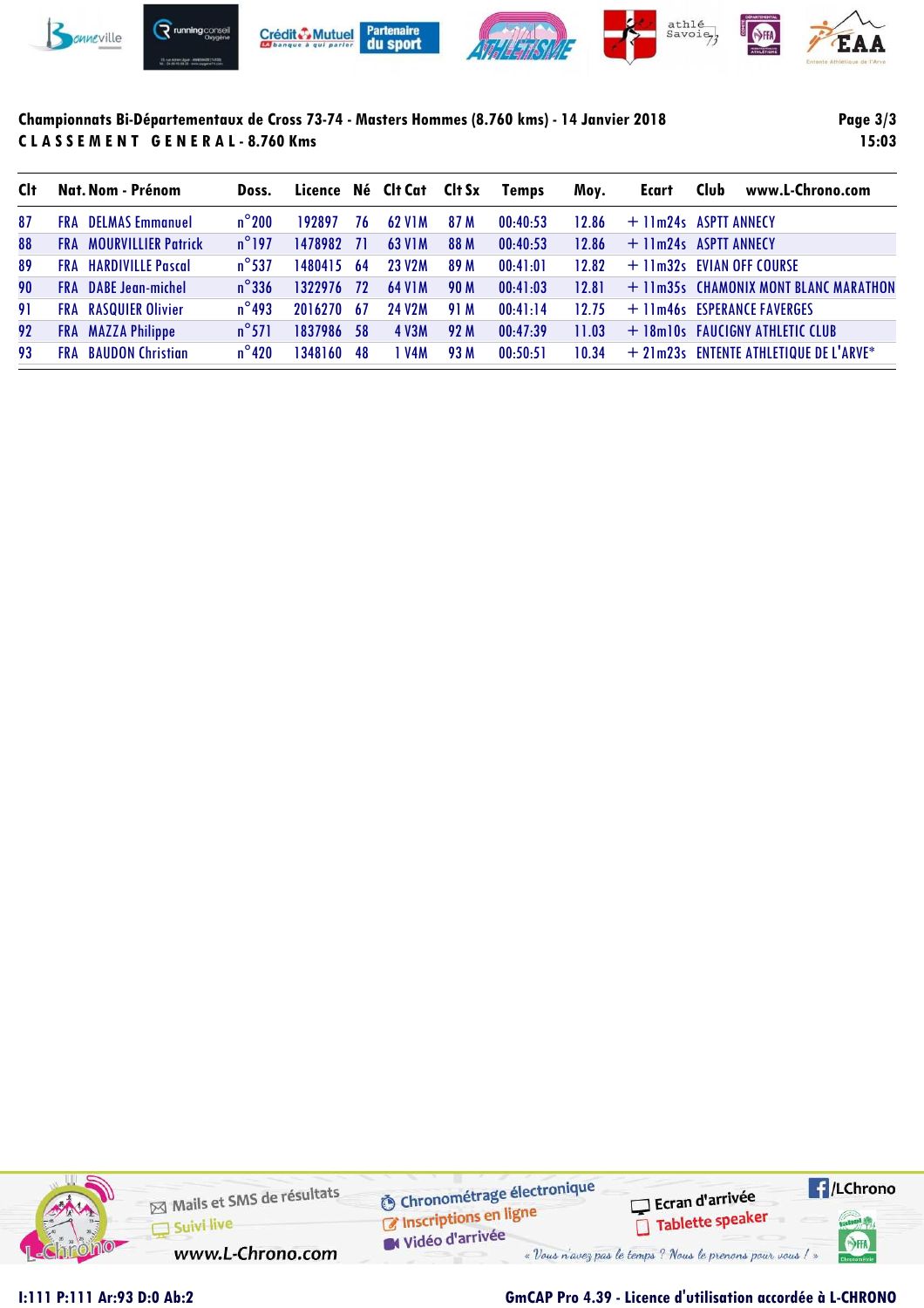**Championnats Bi-Départementaux de Cross 73-74 - Masters Hommes (8.760 kms) - 14 Janvier 2018**

**C L A S S E M E N T   G E N E R A L - 8.760 Kms**

15:03

| Clt | Nat. | Nom - Prénom | Doss. | Licence | Né | Clt Cat | Clt Sx | Temps | Moy. | Ecart | Club |
|---|---|---|---|---|---|---|---|---|---|---|---|
| 87 | FRA | DELMAS Emmanuel | n°200 | 192897 | 76 | 62 V1M | 87 M | 00:40:53 | 12.86 | + 11m24s | ASPTT ANNECY |
| 88 | FRA | MOURVILLIER Patrick | n°197 | 1478982 | 71 | 63 V1M | 88 M | 00:40:53 | 12.86 | + 11m24s | ASPTT ANNECY |
| 89 | FRA | HARDIVILLE Pascal | n°537 | 1480415 | 64 | 23 V2M | 89 M | 00:41:01 | 12.82 | + 11m32s | EVIAN OFF COURSE |
| 90 | FRA | DABE Jean-michel | n°336 | 1322976 | 72 | 64 V1M | 90 M | 00:41:03 | 12.81 | + 11m35s | CHAMONIX MONT BLANC MARATHON |
| 91 | FRA | RASQUIER Olivier | n°493 | 2016270 | 67 | 24 V2M | 91 M | 00:41:14 | 12.75 | + 11m46s | ESPERANCE FAVERGES |
| 92 | FRA | MAZZA Philippe | n°571 | 1837986 | 58 | 4 V3M | 92 M | 00:47:39 | 11.03 | + 18m10s | FAUCIGNY ATHLETIC CLUB |
| 93 | FRA | BAUDON Christian | n°420 | 1348160 | 48 | 1 V4M | 93 M | 00:50:51 | 10.34 | + 21m23s | ENTENTE ATHLETIQUE DE L'ARVE* |

I:111 P:111 Ar:93 D:0 Ab:2

GmCAP Pro 4.39 - Licence d'utilisation accordée à L-CHRONO